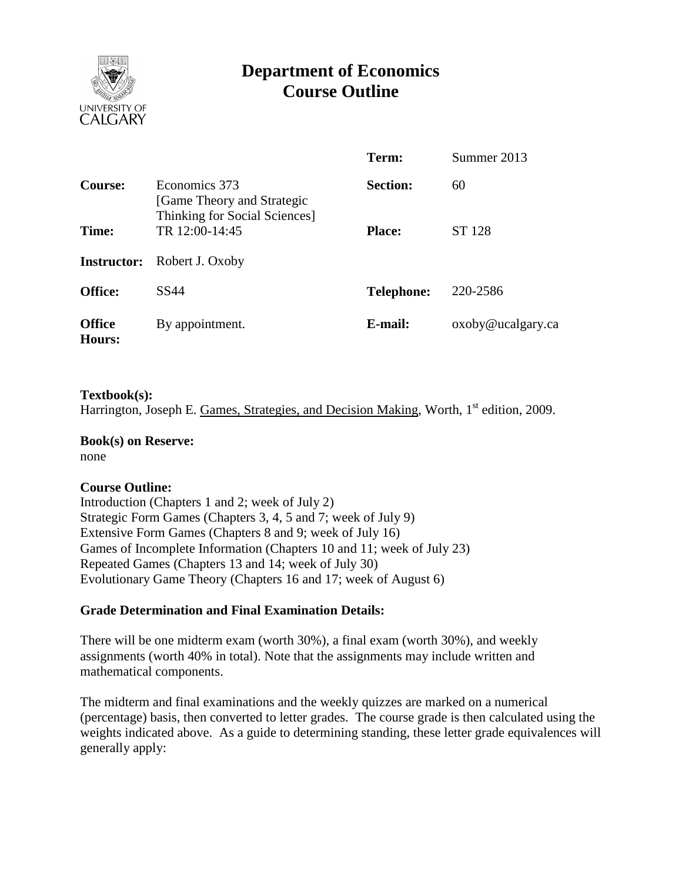# Department of Economics
# Course Outline

| | | | |
|---|---|---|---|
| | | **Term:** | Summer 2013 |
| **Course:** | Economics 373 [Game Theory and Strategic Thinking for Social Sciences] | **Section:** | 60 |
| **Time:** | TR 12:00-14:45 | **Place:** | ST 128 |
| **Instructor:** | Robert J. Oxoby | | |
| **Office:** | SS44 | **Telephone:** | 220-2586 |
| **Office Hours:** | By appointment. | **E-mail:** | oxoby@ucalgary.ca |

**Textbook(s):**
Harrington, Joseph E. Games, Strategies, and Decision Making, Worth, 1st edition, 2009.

**Book(s) on Reserve:**
none

**Course Outline:**
Introduction (Chapters 1 and 2; week of July 2)
Strategic Form Games (Chapters 3, 4, 5 and 7; week of July 9)
Extensive Form Games (Chapters 8 and 9; week of July 16)
Games of Incomplete Information (Chapters 10 and 11; week of July 23)
Repeated Games (Chapters 13 and 14; week of July 30)
Evolutionary Game Theory (Chapters 16 and 17; week of August 6)

**Grade Determination and Final Examination Details:**

There will be one midterm exam (worth 30%), a final exam (worth 30%), and weekly assignments (worth 40% in total). Note that the assignments may include written and mathematical components.

The midterm and final examinations and the weekly quizzes are marked on a numerical (percentage) basis, then converted to letter grades. The course grade is then calculated using the weights indicated above. As a guide to determining standing, these letter grade equivalences will generally apply: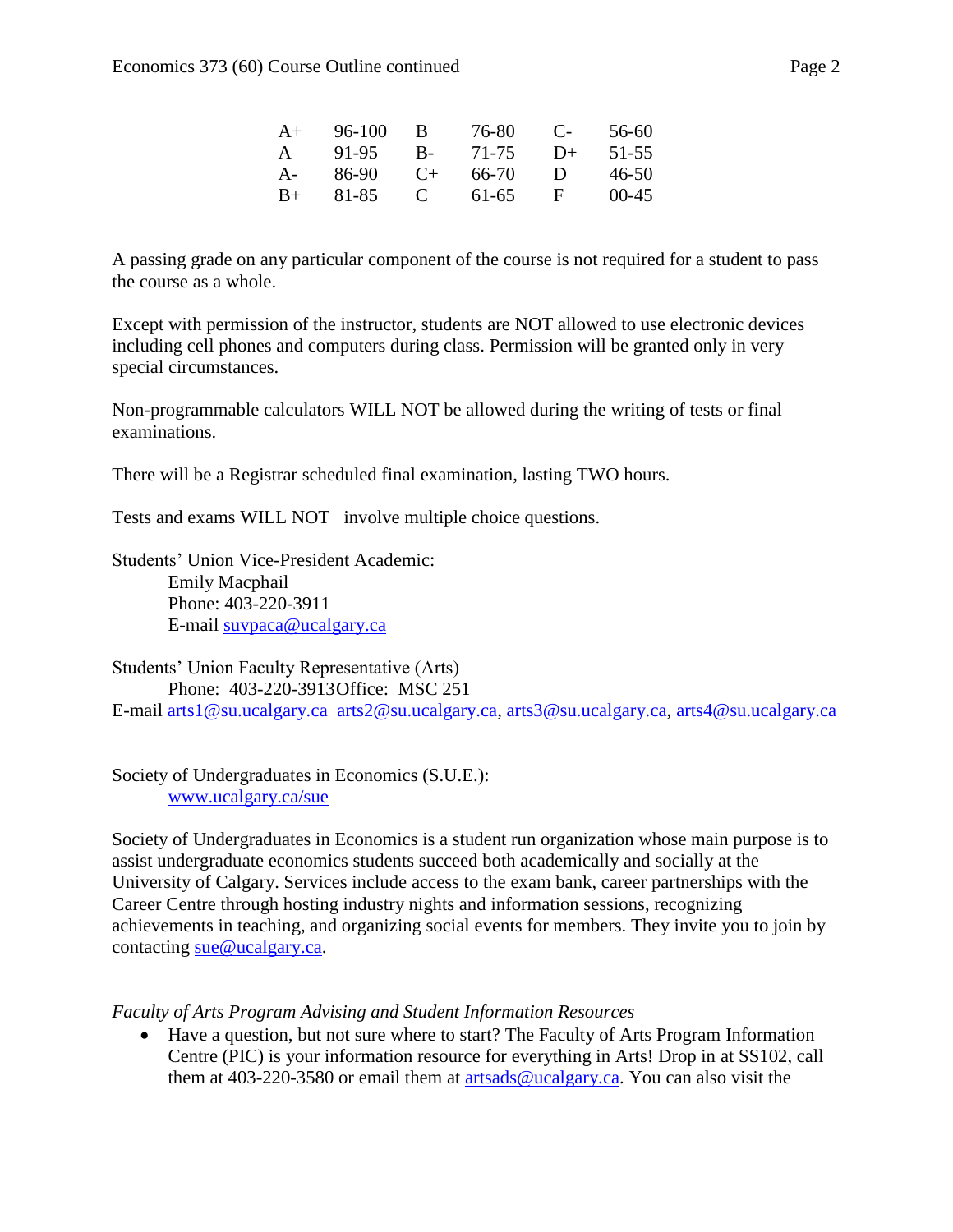| A+ | 96-100 | B | 76-80 | C- | 56-60 |
|---|---|---|---|---|---|
| A | 91-95 | B- | 71-75 | D+ | 51-55 |
| A- | 86-90 | C+ | 66-70 | D | 46-50 |
| B+ | 81-85 | C | 61-65 | F | 00-45 |

A passing grade on any particular component of the course is not required for a student to pass the course as a whole.

Except with permission of the instructor, students are NOT allowed to use electronic devices including cell phones and computers during class. Permission will be granted only in very special circumstances.

Non-programmable calculators WILL NOT be allowed during the writing of tests or final examinations.

There will be a Registrar scheduled final examination, lasting TWO hours.

Tests and exams WILL NOT involve multiple choice questions.

Students' Union Vice-President Academic:
Emily Macphail
Phone: 403-220-3911
E-mail suvpaca@ucalgary.ca

Students' Union Faculty Representative (Arts)
Phone: 403-220-3913Office: MSC 251
E-mail arts1@su.ucalgary.ca arts2@su.ucalgary.ca, arts3@su.ucalgary.ca, arts4@su.ucalgary.ca

Society of Undergraduates in Economics (S.U.E.):
www.ucalgary.ca/sue

Society of Undergraduates in Economics is a student run organization whose main purpose is to assist undergraduate economics students succeed both academically and socially at the University of Calgary. Services include access to the exam bank, career partnerships with the Career Centre through hosting industry nights and information sessions, recognizing achievements in teaching, and organizing social events for members. They invite you to join by contacting sue@ucalgary.ca.

*Faculty of Arts Program Advising and Student Information Resources*

- Have a question, but not sure where to start? The Faculty of Arts Program Information Centre (PIC) is your information resource for everything in Arts! Drop in at SS102, call them at 403-220-3580 or email them at artsads@ucalgary.ca. You can also visit the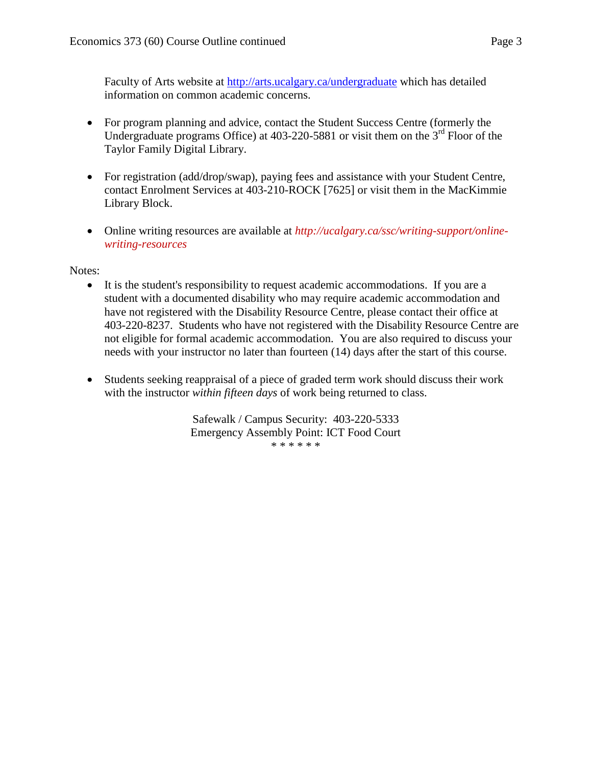Faculty of Arts website at http://arts.ucalgary.ca/undergraduate which has detailed information on common academic concerns.

- For program planning and advice, contact the Student Success Centre (formerly the Undergraduate programs Office) at 403-220-5881 or visit them on the 3rd Floor of the Taylor Family Digital Library.
- For registration (add/drop/swap), paying fees and assistance with your Student Centre, contact Enrolment Services at 403-210-ROCK [7625] or visit them in the MacKimmie Library Block.
- Online writing resources are available at *http://ucalgary.ca/ssc/writing-support/online-writing-resources*

Notes:

- It is the student's responsibility to request academic accommodations. If you are a student with a documented disability who may require academic accommodation and have not registered with the Disability Resource Centre, please contact their office at 403-220-8237. Students who have not registered with the Disability Resource Centre are not eligible for formal academic accommodation. You are also required to discuss your needs with your instructor no later than fourteen (14) days after the start of this course.
- Students seeking reappraisal of a piece of graded term work should discuss their work with the instructor *within fifteen days* of work being returned to class.

Safewalk / Campus Security: 403-220-5333
Emergency Assembly Point: ICT Food Court
\* \* \* \* \* \*